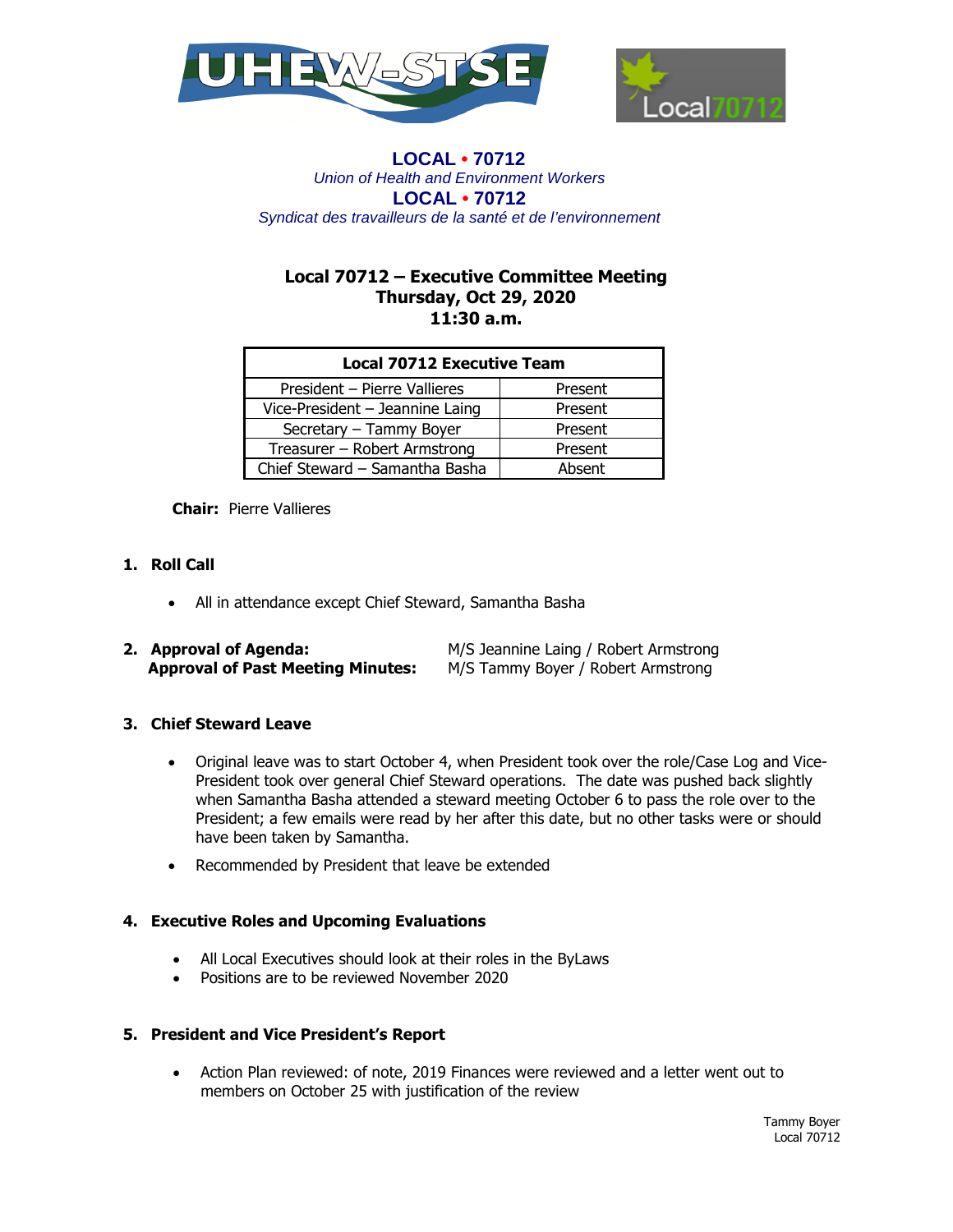UHEW-STSE

Local70712

**LOCAL • 70712**
*Union of Health and Environment Workers*
**LOCAL • 70712**
*Syndicat des travailleurs de la santé et de l'environnement*

## Local 70712 – Executive Committee Meeting
## Thursday, Oct 29, 2020
## 11:30 a.m.

| Local 70712 Executive Team | |
|---|---|
| President – Pierre Vallieres | Present |
| Vice-President – Jeannine Laing | Present |
| Secretary – Tammy Boyer | Present |
| Treasurer – Robert Armstrong | Present |
| Chief Steward – Samantha Basha | Absent |

**Chair:** Pierre Vallieres

### 1. Roll Call

- All in attendance except Chief Steward, Samantha Basha

### 2. Approval of Agenda: M/S Jeannine Laing / Robert Armstrong
**Approval of Past Meeting Minutes:** M/S Tammy Boyer / Robert Armstrong

### 3. Chief Steward Leave

- Original leave was to start October 4, when President took over the role/Case Log and Vice-President took over general Chief Steward operations. The date was pushed back slightly when Samantha Basha attended a steward meeting October 6 to pass the role over to the President; a few emails were read by her after this date, but no other tasks were or should have been taken by Samantha.
- Recommended by President that leave be extended

### 4. Executive Roles and Upcoming Evaluations

- All Local Executives should look at their roles in the ByLaws
- Positions are to be reviewed November 2020

### 5. President and Vice President's Report

- Action Plan reviewed: of note, 2019 Finances were reviewed and a letter went out to members on October 25 with justification of the review

Tammy Boyer
Local 70712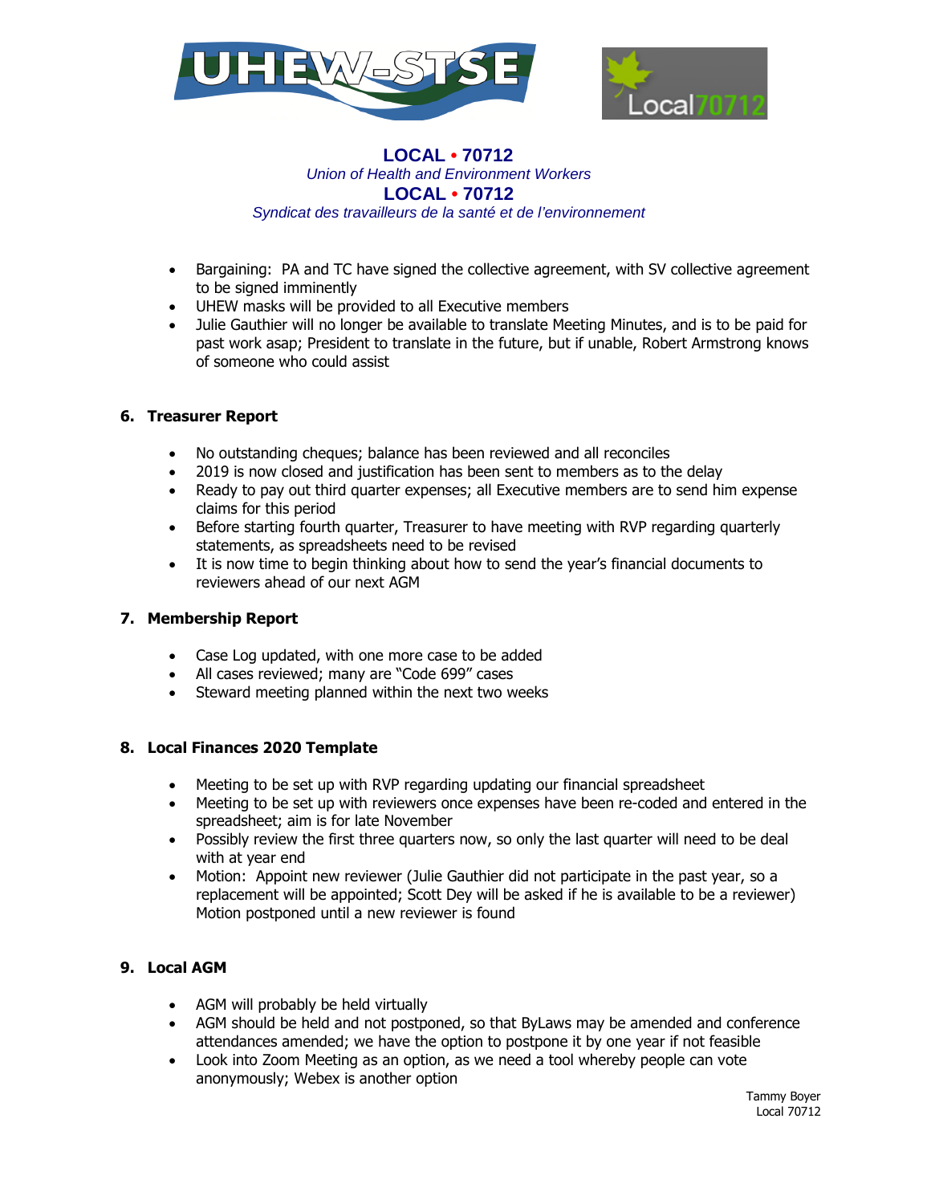**LOCAL • 70712**
*Union of Health and Environment Workers*
**LOCAL • 70712**
*Syndicat des travailleurs de la santé et de l'environnement*

- Bargaining: PA and TC have signed the collective agreement, with SV collective agreement to be signed imminently
- UHEW masks will be provided to all Executive members
- Julie Gauthier will no longer be available to translate Meeting Minutes, and is to be paid for past work asap; President to translate in the future, but if unable, Robert Armstrong knows of someone who could assist

## 6. Treasurer Report

- No outstanding cheques; balance has been reviewed and all reconciles
- 2019 is now closed and justification has been sent to members as to the delay
- Ready to pay out third quarter expenses; all Executive members are to send him expense claims for this period
- Before starting fourth quarter, Treasurer to have meeting with RVP regarding quarterly statements, as spreadsheets need to be revised
- It is now time to begin thinking about how to send the year's financial documents to reviewers ahead of our next AGM

## 7. Membership Report

- Case Log updated, with one more case to be added
- All cases reviewed; many are "Code 699" cases
- Steward meeting planned within the next two weeks

## 8. Local Finances 2020 Template

- Meeting to be set up with RVP regarding updating our financial spreadsheet
- Meeting to be set up with reviewers once expenses have been re-coded and entered in the spreadsheet; aim is for late November
- Possibly review the first three quarters now, so only the last quarter will need to be deal with at year end
- Motion: Appoint new reviewer (Julie Gauthier did not participate in the past year, so a replacement will be appointed; Scott Dey will be asked if he is available to be a reviewer) Motion postponed until a new reviewer is found

## 9. Local AGM

- AGM will probably be held virtually
- AGM should be held and not postponed, so that ByLaws may be amended and conference attendances amended; we have the option to postpone it by one year if not feasible
- Look into Zoom Meeting as an option, as we need a tool whereby people can vote anonymously; Webex is another option

Tammy Boyer
Local 70712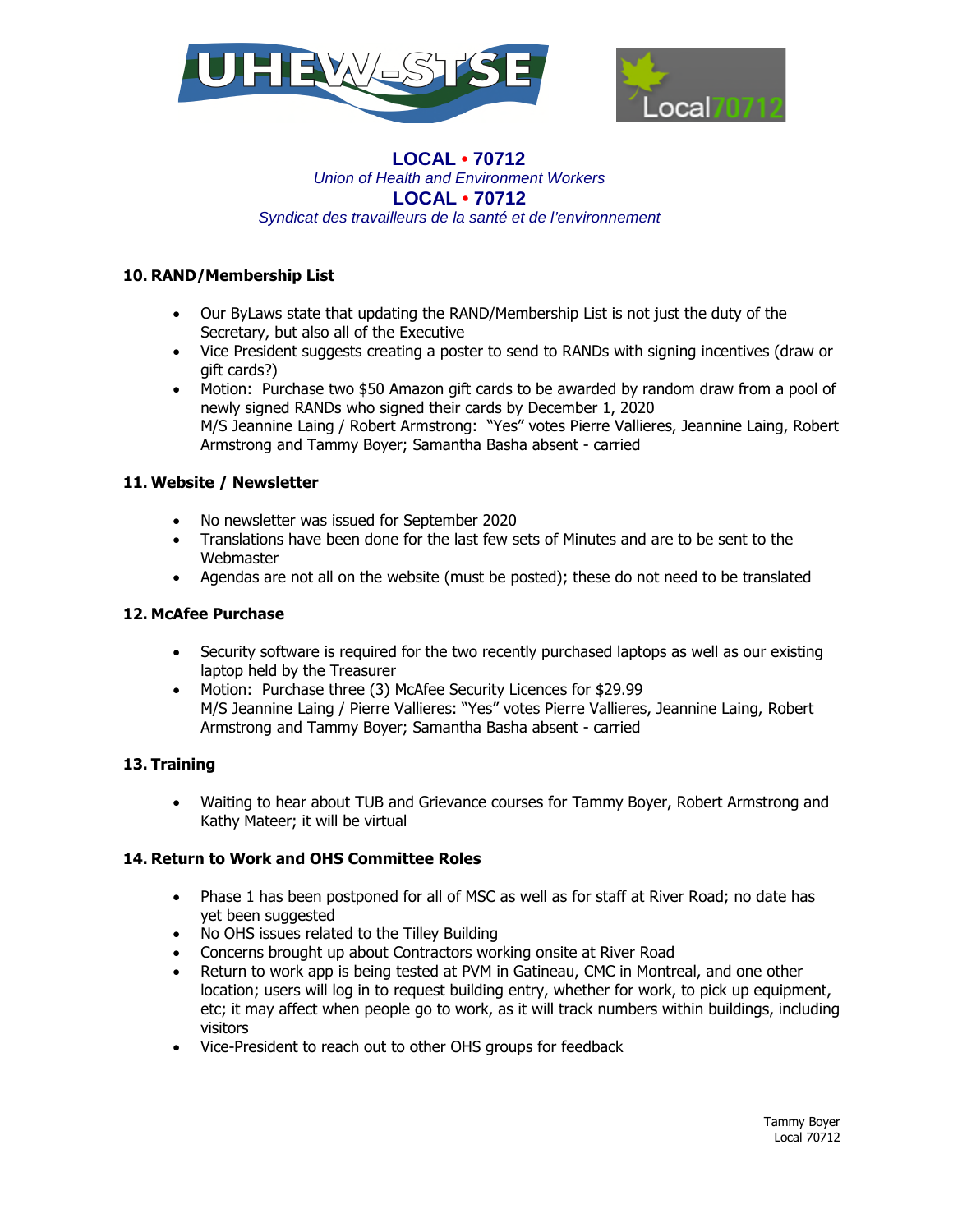**LOCAL • 70712**
*Union of Health and Environment Workers*
**LOCAL • 70712**
*Syndicat des travailleurs de la santé et de l'environnement*

## 10. RAND/Membership List

- Our ByLaws state that updating the RAND/Membership List is not just the duty of the Secretary, but also all of the Executive
- Vice President suggests creating a poster to send to RANDs with signing incentives (draw or gift cards?)
- Motion: Purchase two $50 Amazon gift cards to be awarded by random draw from a pool of newly signed RANDs who signed their cards by December 1, 2020
  M/S Jeannine Laing / Robert Armstrong: "Yes" votes Pierre Vallieres, Jeannine Laing, Robert Armstrong and Tammy Boyer; Samantha Basha absent - carried

## 11. Website / Newsletter

- No newsletter was issued for September 2020
- Translations have been done for the last few sets of Minutes and are to be sent to the Webmaster
- Agendas are not all on the website (must be posted); these do not need to be translated

## 12. McAfee Purchase

- Security software is required for the two recently purchased laptops as well as our existing laptop held by the Treasurer
- Motion: Purchase three (3) McAfee Security Licences for $29.99
  M/S Jeannine Laing / Pierre Vallieres: "Yes" votes Pierre Vallieres, Jeannine Laing, Robert Armstrong and Tammy Boyer; Samantha Basha absent - carried

## 13. Training

- Waiting to hear about TUB and Grievance courses for Tammy Boyer, Robert Armstrong and Kathy Mateer; it will be virtual

## 14. Return to Work and OHS Committee Roles

- Phase 1 has been postponed for all of MSC as well as for staff at River Road; no date has yet been suggested
- No OHS issues related to the Tilley Building
- Concerns brought up about Contractors working onsite at River Road
- Return to work app is being tested at PVM in Gatineau, CMC in Montreal, and one other location; users will log in to request building entry, whether for work, to pick up equipment, etc; it may affect when people go to work, as it will track numbers within buildings, including visitors
- Vice-President to reach out to other OHS groups for feedback

Tammy Boyer
Local 70712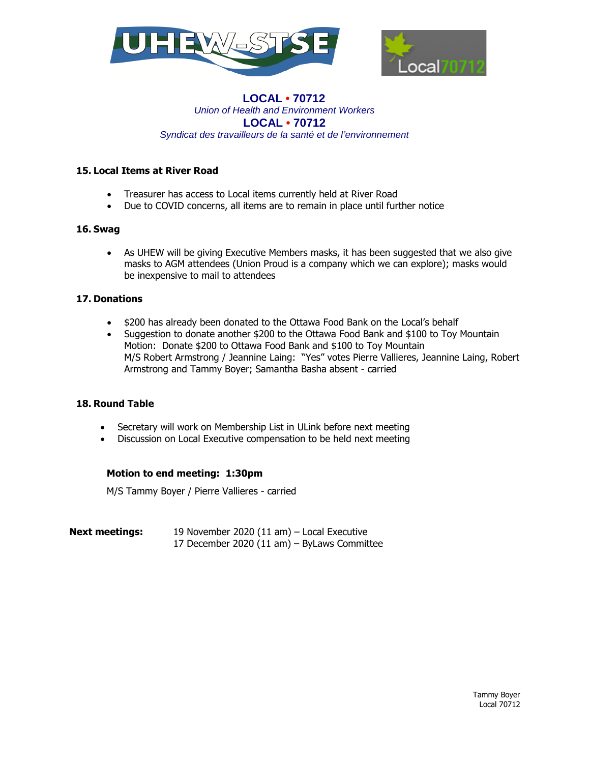**LOCAL • 70712**
*Union of Health and Environment Workers*
**LOCAL • 70712**
*Syndicat des travailleurs de la santé et de l'environnement*

### 15. Local Items at River Road

- Treasurer has access to Local items currently held at River Road
- Due to COVID concerns, all items are to remain in place until further notice

### 16. Swag

- As UHEW will be giving Executive Members masks, it has been suggested that we also give masks to AGM attendees (Union Proud is a company which we can explore); masks would be inexpensive to mail to attendees

### 17. Donations

- $200 has already been donated to the Ottawa Food Bank on the Local's behalf
- Suggestion to donate another $200 to the Ottawa Food Bank and $100 to Toy Mountain
  Motion: Donate $200 to Ottawa Food Bank and $100 to Toy Mountain
  M/S Robert Armstrong / Jeannine Laing: "Yes" votes Pierre Vallieres, Jeannine Laing, Robert Armstrong and Tammy Boyer; Samantha Basha absent - carried

### 18. Round Table

- Secretary will work on Membership List in ULink before next meeting
- Discussion on Local Executive compensation to be held next meeting

**Motion to end meeting: 1:30pm**

M/S Tammy Boyer / Pierre Vallieres - carried

**Next meetings:**
19 November 2020 (11 am) – Local Executive
17 December 2020 (11 am) – ByLaws Committee

Tammy Boyer
Local 70712